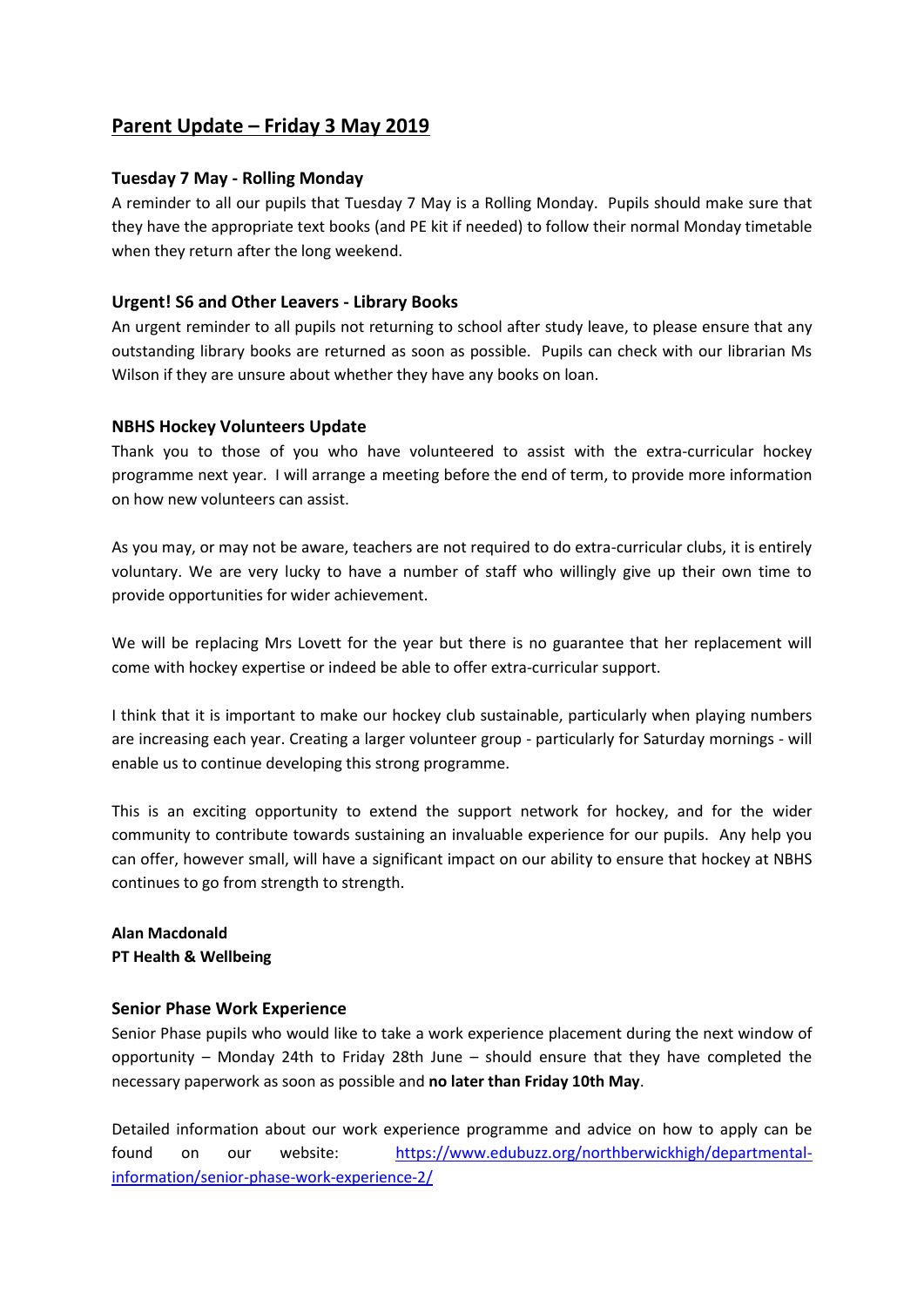# Parent Update – Friday 3 May 2019

### Tuesday 7 May - Rolling Monday

A reminder to all our pupils that Tuesday 7 May is a Rolling Monday. Pupils should make sure that they have the appropriate text books (and PE kit if needed) to follow their normal Monday timetable when they return after the long weekend.

### Urgent! S6 and Other Leavers - Library Books

An urgent reminder to all pupils not returning to school after study leave, to please ensure that any outstanding library books are returned as soon as possible. Pupils can check with our librarian Ms Wilson if they are unsure about whether they have any books on loan.

### NBHS Hockey Volunteers Update

Thank you to those of you who have volunteered to assist with the extra-curricular hockey programme next year. I will arrange a meeting before the end of term, to provide more information on how new volunteers can assist.

As you may, or may not be aware, teachers are not required to do extra-curricular clubs, it is entirely voluntary. We are very lucky to have a number of staff who willingly give up their own time to provide opportunities for wider achievement.

We will be replacing Mrs Lovett for the year but there is no guarantee that her replacement will come with hockey expertise or indeed be able to offer extra-curricular support.

I think that it is important to make our hockey club sustainable, particularly when playing numbers are increasing each year. Creating a larger volunteer group - particularly for Saturday mornings - will enable us to continue developing this strong programme.

This is an exciting opportunity to extend the support network for hockey, and for the wider community to contribute towards sustaining an invaluable experience for our pupils. Any help you can offer, however small, will have a significant impact on our ability to ensure that hockey at NBHS continues to go from strength to strength.

**Alan Macdonald**
**PT Health & Wellbeing**

### Senior Phase Work Experience

Senior Phase pupils who would like to take a work experience placement during the next window of opportunity – Monday 24th to Friday 28th June – should ensure that they have completed the necessary paperwork as soon as possible and **no later than Friday 10th May**.

Detailed information about our work experience programme and advice on how to apply can be found on our website: https://www.edubuzz.org/northberwickhigh/departmental-information/senior-phase-work-experience-2/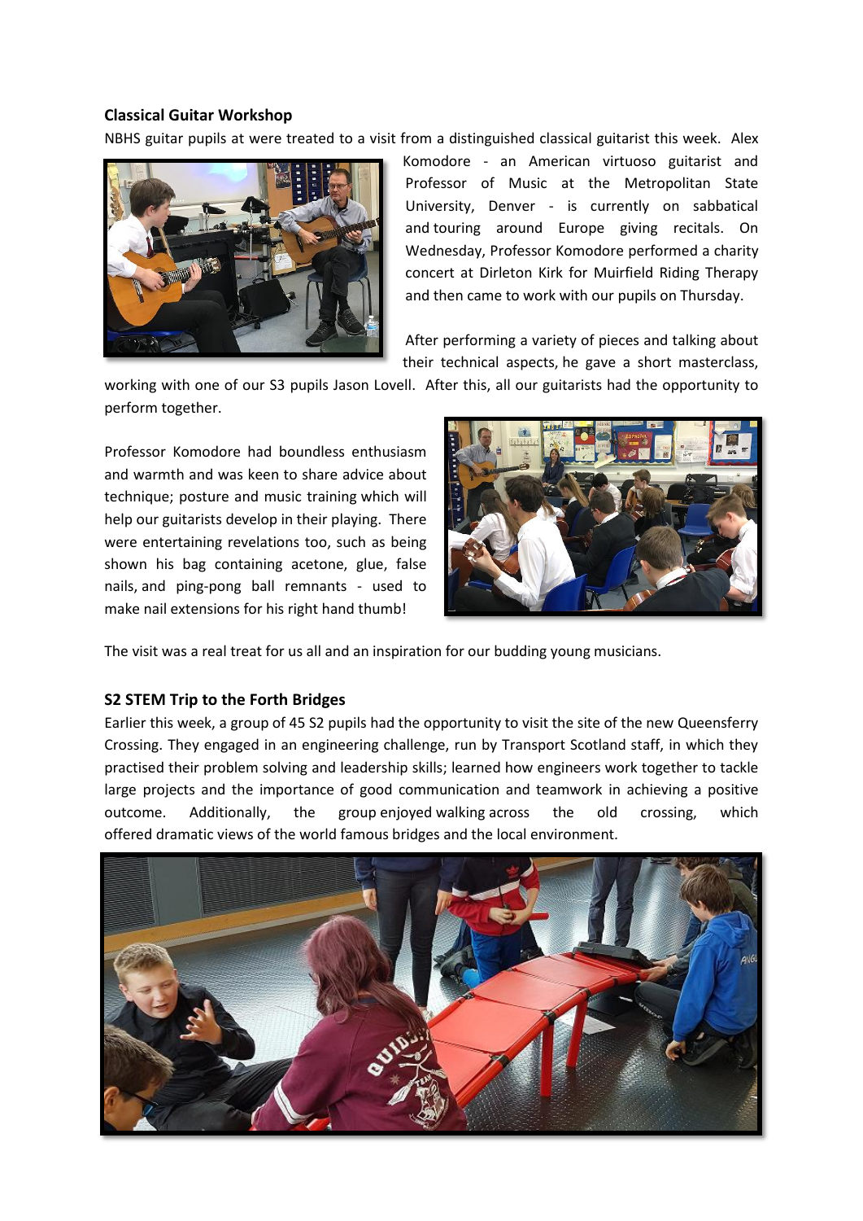**Classical Guitar Workshop**

NBHS guitar pupils at were treated to a visit from a distinguished classical guitarist this week. Alex Komodore - an American virtuoso guitarist and Professor of Music at the Metropolitan State University, Denver - is currently on sabbatical and touring around Europe giving recitals. On Wednesday, Professor Komodore performed a charity concert at Dirleton Kirk for Muirfield Riding Therapy and then came to work with our pupils on Thursday.

After performing a variety of pieces and talking about their technical aspects, he gave a short masterclass, working with one of our S3 pupils Jason Lovell. After this, all our guitarists had the opportunity to perform together.

Professor Komodore had boundless enthusiasm and warmth and was keen to share advice about technique; posture and music training which will help our guitarists develop in their playing. There were entertaining revelations too, such as being shown his bag containing acetone, glue, false nails, and ping-pong ball remnants - used to make nail extensions for his right hand thumb!

The visit was a real treat for us all and an inspiration for our budding young musicians.

**S2 STEM Trip to the Forth Bridges**

Earlier this week, a group of 45 S2 pupils had the opportunity to visit the site of the new Queensferry Crossing. They engaged in an engineering challenge, run by Transport Scotland staff, in which they practised their problem solving and leadership skills; learned how engineers work together to tackle large projects and the importance of good communication and teamwork in achieving a positive outcome. Additionally, the group enjoyed walking across the old crossing, which offered dramatic views of the world famous bridges and the local environment.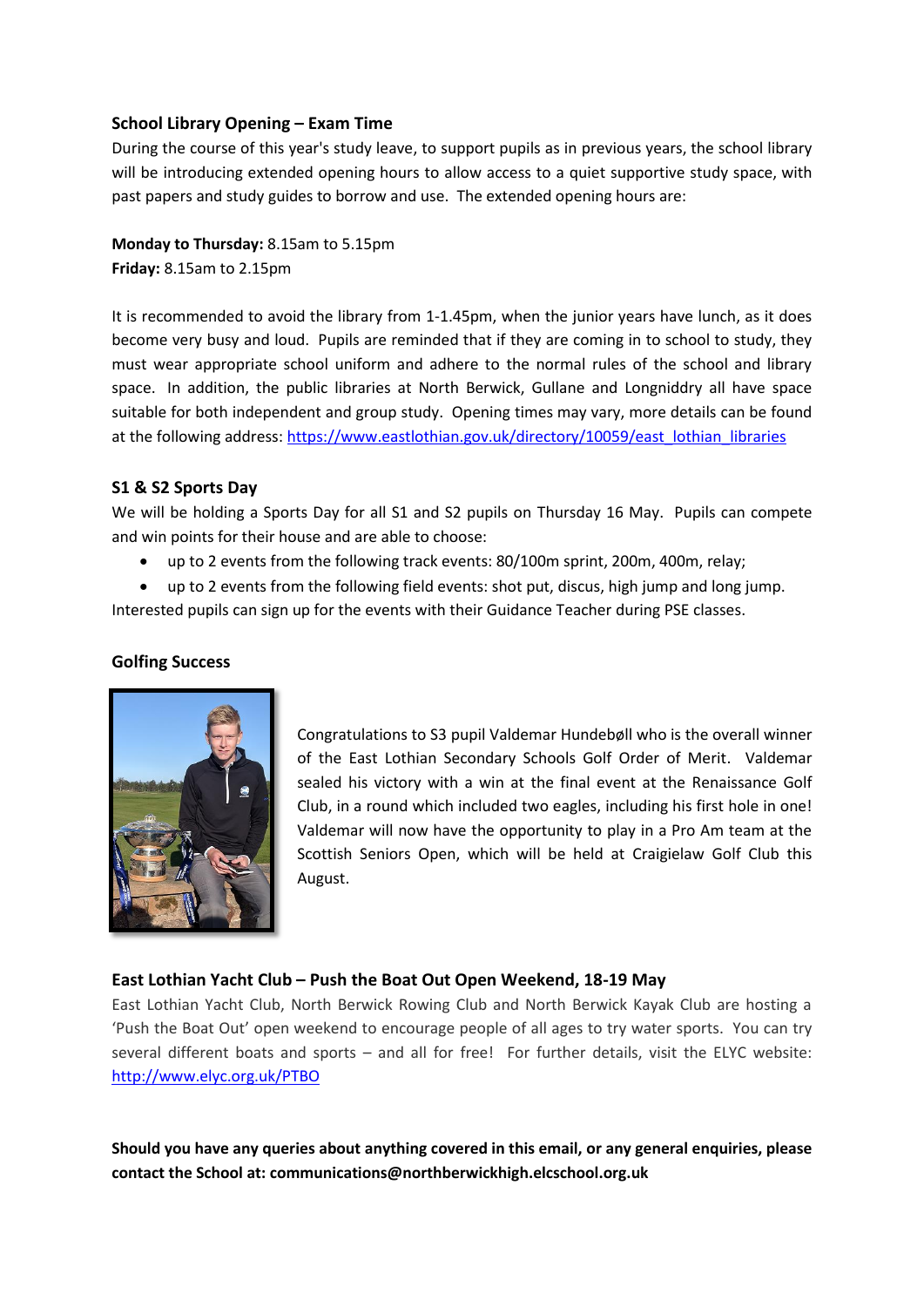**School Library Opening – Exam Time**

During the course of this year's study leave, to support pupils as in previous years, the school library will be introducing extended opening hours to allow access to a quiet supportive study space, with past papers and study guides to borrow and use. The extended opening hours are:

**Monday to Thursday:** 8.15am to 5.15pm
**Friday:** 8.15am to 2.15pm

It is recommended to avoid the library from 1-1.45pm, when the junior years have lunch, as it does become very busy and loud. Pupils are reminded that if they are coming in to school to study, they must wear appropriate school uniform and adhere to the normal rules of the school and library space. In addition, the public libraries at North Berwick, Gullane and Longniddry all have space suitable for both independent and group study. Opening times may vary, more details can be found at the following address: https://www.eastlothian.gov.uk/directory/10059/east_lothian_libraries

**S1 & S2 Sports Day**

We will be holding a Sports Day for all S1 and S2 pupils on Thursday 16 May. Pupils can compete and win points for their house and are able to choose:

- up to 2 events from the following track events: 80/100m sprint, 200m, 400m, relay;
- up to 2 events from the following field events: shot put, discus, high jump and long jump.

Interested pupils can sign up for the events with their Guidance Teacher during PSE classes.

**Golfing Success**

Congratulations to S3 pupil Valdemar Hundebøll who is the overall winner of the East Lothian Secondary Schools Golf Order of Merit. Valdemar sealed his victory with a win at the final event at the Renaissance Golf Club, in a round which included two eagles, including his first hole in one! Valdemar will now have the opportunity to play in a Pro Am team at the Scottish Seniors Open, which will be held at Craigielaw Golf Club this August.

**East Lothian Yacht Club – Push the Boat Out Open Weekend, 18-19 May**

East Lothian Yacht Club, North Berwick Rowing Club and North Berwick Kayak Club are hosting a 'Push the Boat Out' open weekend to encourage people of all ages to try water sports. You can try several different boats and sports – and all for free! For further details, visit the ELYC website: http://www.elyc.org.uk/PTBO

**Should you have any queries about anything covered in this email, or any general enquiries, please contact the School at: communications@northberwickhigh.elcschool.org.uk**